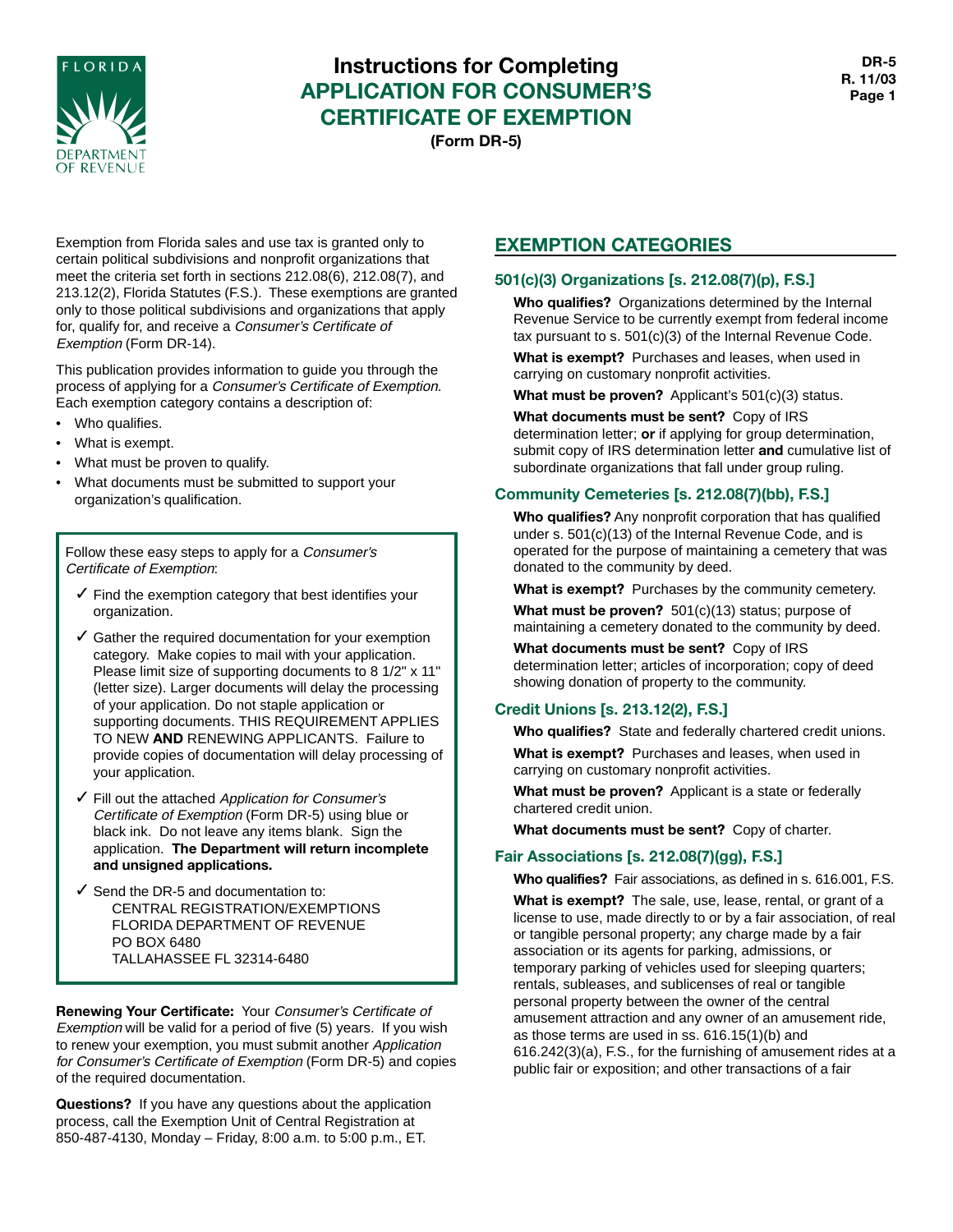# Instructions for Completing APPLICATION FOR CONSUMER'S CERTIFICATE OF EXEMPTION

**(Form DR-5)**

DR-5
R. 11/03

Exemption from Florida sales and use tax is granted only to certain political subdivisions and nonprofit organizations that meet the criteria set forth in sections 212.08(6), 212.08(7), and 213.12(2), Florida Statutes (F.S.). These exemptions are granted only to those political subdivisions and organizations that apply for, qualify for, and receive a *Consumer's Certificate of Exemption* (Form DR-14).

This publication provides information to guide you through the process of applying for a *Consumer's Certificate of Exemption.* Each exemption category contains a description of:

- Who qualifies.
- What is exempt.
- What must be proven to qualify.
- What documents must be submitted to support your organization's qualification.

Follow these easy steps to apply for a *Consumer's Certificate of Exemption*:

- ✓ Find the exemption category that best identifies your organization.
- ✓ Gather the required documentation for your exemption category. Make copies to mail with your application. Please limit size of supporting documents to 8 1/2" x 11" (letter size). Larger documents will delay the processing of your application. Do not staple application or supporting documents. THIS REQUIREMENT APPLIES TO NEW **AND** RENEWING APPLICANTS. Failure to provide copies of documentation will delay processing of your application.
- ✓ Fill out the attached *Application for Consumer's Certificate of Exemption* (Form DR-5) using blue or black ink. Do not leave any items blank. Sign the application. **The Department will return incomplete and unsigned applications.**
- ✓ Send the DR-5 and documentation to:
  CENTRAL REGISTRATION/EXEMPTIONS
  FLORIDA DEPARTMENT OF REVENUE
  PO BOX 6480
  TALLAHASSEE FL 32314-6480

**Renewing Your Certificate:** Your *Consumer's Certificate of Exemption* will be valid for a period of five (5) years. If you wish to renew your exemption, you must submit another *Application for Consumer's Certificate of Exemption* (Form DR-5) and copies of the required documentation.

**Questions?** If you have any questions about the application process, call the Exemption Unit of Central Registration at 850-487-4130, Monday – Friday, 8:00 a.m. to 5:00 p.m., ET.

## EXEMPTION CATEGORIES

### 501(c)(3) Organizations [s. 212.08(7)(p), F.S.]

**Who qualifies?** Organizations determined by the Internal Revenue Service to be currently exempt from federal income tax pursuant to s. 501(c)(3) of the Internal Revenue Code.

**What is exempt?** Purchases and leases, when used in carrying on customary nonprofit activities.

**What must be proven?** Applicant's 501(c)(3) status.

**What documents must be sent?** Copy of IRS determination letter; **or** if applying for group determination, submit copy of IRS determination letter **and** cumulative list of subordinate organizations that fall under group ruling.

### Community Cemeteries [s. 212.08(7)(bb), F.S.]

**Who qualifies?** Any nonprofit corporation that has qualified under s. 501(c)(13) of the Internal Revenue Code, and is operated for the purpose of maintaining a cemetery that was donated to the community by deed.

**What is exempt?** Purchases by the community cemetery.

**What must be proven?** 501(c)(13) status; purpose of maintaining a cemetery donated to the community by deed.

**What documents must be sent?** Copy of IRS determination letter; articles of incorporation; copy of deed showing donation of property to the community.

### Credit Unions [s. 213.12(2), F.S.]

**Who qualifies?** State and federally chartered credit unions.

**What is exempt?** Purchases and leases, when used in carrying on customary nonprofit activities.

**What must be proven?** Applicant is a state or federally chartered credit union.

**What documents must be sent?** Copy of charter.

### Fair Associations [s. 212.08(7)(gg), F.S.]

**Who qualifies?** Fair associations, as defined in s. 616.001, F.S.

**What is exempt?** The sale, use, lease, rental, or grant of a license to use, made directly to or by a fair association, of real or tangible personal property; any charge made by a fair association or its agents for parking, admissions, or temporary parking of vehicles used for sleeping quarters; rentals, subleases, and sublicenses of real or tangible personal property between the owner of the central amusement attraction and any owner of an amusement ride, as those terms are used in ss. 616.15(1)(b) and 616.242(3)(a), F.S., for the furnishing of amusement rides at a public fair or exposition; and other transactions of a fair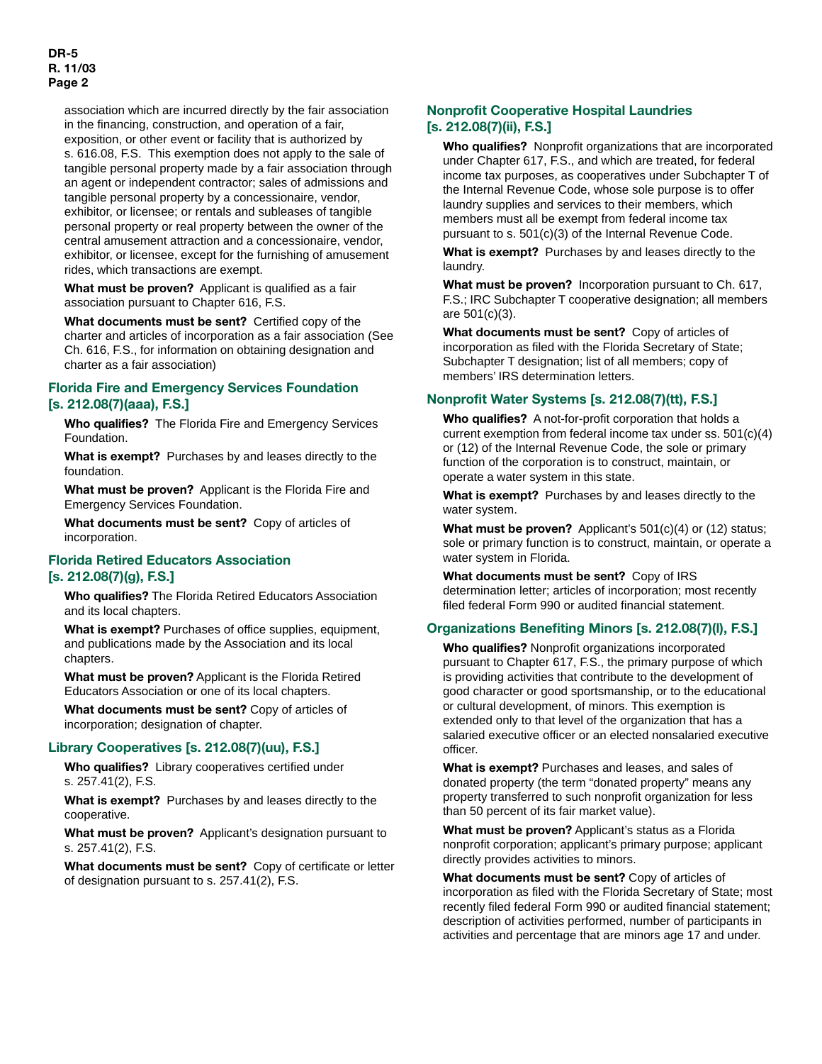association which are incurred directly by the fair association in the financing, construction, and operation of a fair, exposition, or other event or facility that is authorized by s. 616.08, F.S. This exemption does not apply to the sale of tangible personal property made by a fair association through an agent or independent contractor; sales of admissions and tangible personal property by a concessionaire, vendor, exhibitor, or licensee; or rentals and subleases of tangible personal property or real property between the owner of the central amusement attraction and a concessionaire, vendor, exhibitor, or licensee, except for the furnishing of amusement rides, which transactions are exempt.

**What must be proven?** Applicant is qualified as a fair association pursuant to Chapter 616, F.S.

**What documents must be sent?** Certified copy of the charter and articles of incorporation as a fair association (See Ch. 616, F.S., for information on obtaining designation and charter as a fair association)

### Florida Fire and Emergency Services Foundation [s. 212.08(7)(aaa), F.S.]

**Who qualifies?** The Florida Fire and Emergency Services Foundation.

**What is exempt?** Purchases by and leases directly to the foundation.

**What must be proven?** Applicant is the Florida Fire and Emergency Services Foundation.

**What documents must be sent?** Copy of articles of incorporation.

### Florida Retired Educators Association [s. 212.08(7)(g), F.S.]

**Who qualifies?** The Florida Retired Educators Association and its local chapters.

**What is exempt?** Purchases of office supplies, equipment, and publications made by the Association and its local chapters.

**What must be proven?** Applicant is the Florida Retired Educators Association or one of its local chapters.

**What documents must be sent?** Copy of articles of incorporation; designation of chapter.

### Library Cooperatives [s. 212.08(7)(uu), F.S.]

**Who qualifies?** Library cooperatives certified under s. 257.41(2), F.S.

**What is exempt?** Purchases by and leases directly to the cooperative.

**What must be proven?** Applicant's designation pursuant to s. 257.41(2), F.S.

**What documents must be sent?** Copy of certificate or letter of designation pursuant to s. 257.41(2), F.S.

### Nonprofit Cooperative Hospital Laundries [s. 212.08(7)(ii), F.S.]

**Who qualifies?** Nonprofit organizations that are incorporated under Chapter 617, F.S., and which are treated, for federal income tax purposes, as cooperatives under Subchapter T of the Internal Revenue Code, whose sole purpose is to offer laundry supplies and services to their members, which members must all be exempt from federal income tax pursuant to s. 501(c)(3) of the Internal Revenue Code.

**What is exempt?** Purchases by and leases directly to the laundry.

**What must be proven?** Incorporation pursuant to Ch. 617, F.S.; IRC Subchapter T cooperative designation; all members are 501(c)(3).

**What documents must be sent?** Copy of articles of incorporation as filed with the Florida Secretary of State; Subchapter T designation; list of all members; copy of members' IRS determination letters.

### Nonprofit Water Systems [s. 212.08(7)(tt), F.S.]

**Who qualifies?** A not-for-profit corporation that holds a current exemption from federal income tax under ss. 501(c)(4) or (12) of the Internal Revenue Code, the sole or primary function of the corporation is to construct, maintain, or operate a water system in this state.

**What is exempt?** Purchases by and leases directly to the water system.

**What must be proven?** Applicant's 501(c)(4) or (12) status; sole or primary function is to construct, maintain, or operate a water system in Florida.

**What documents must be sent?** Copy of IRS determination letter; articles of incorporation; most recently filed federal Form 990 or audited financial statement.

### Organizations Benefiting Minors [s. 212.08(7)(l), F.S.]

**Who qualifies?** Nonprofit organizations incorporated pursuant to Chapter 617, F.S., the primary purpose of which is providing activities that contribute to the development of good character or good sportsmanship, or to the educational or cultural development, of minors. This exemption is extended only to that level of the organization that has a salaried executive officer or an elected nonsalaried executive officer.

**What is exempt?** Purchases and leases, and sales of donated property (the term "donated property" means any property transferred to such nonprofit organization for less than 50 percent of its fair market value).

**What must be proven?** Applicant's status as a Florida nonprofit corporation; applicant's primary purpose; applicant directly provides activities to minors.

**What documents must be sent?** Copy of articles of incorporation as filed with the Florida Secretary of State; most recently filed federal Form 990 or audited financial statement; description of activities performed, number of participants in activities and percentage that are minors age 17 and under.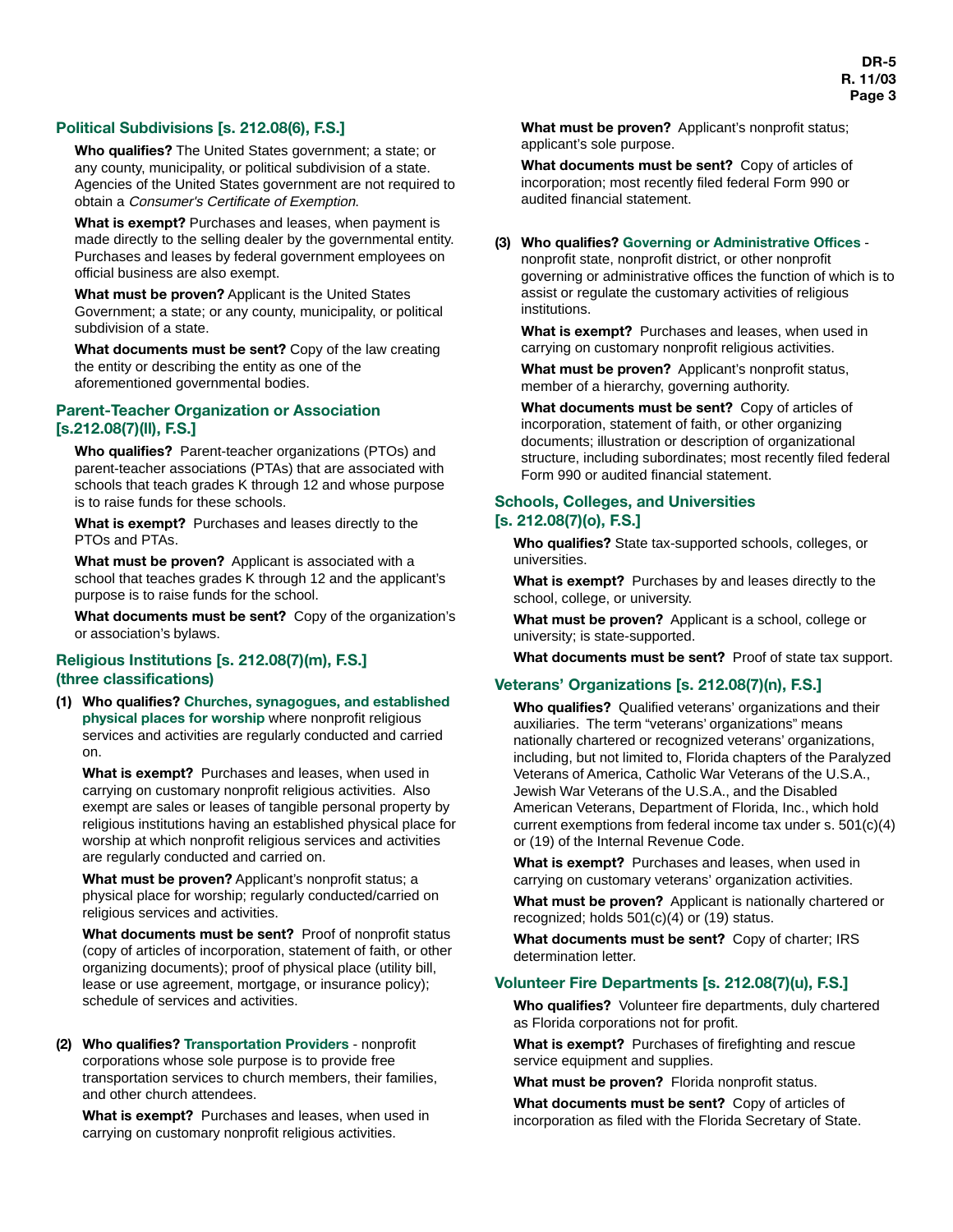## Political Subdivisions [s. 212.08(6), F.S.]

**Who qualifies?** The United States government; a state; or any county, municipality, or political subdivision of a state. Agencies of the United States government are not required to obtain a *Consumer's Certificate of Exemption.*

**What is exempt?** Purchases and leases, when payment is made directly to the selling dealer by the governmental entity. Purchases and leases by federal government employees on official business are also exempt.

**What must be proven?** Applicant is the United States Government; a state; or any county, municipality, or political subdivision of a state.

**What documents must be sent?** Copy of the law creating the entity or describing the entity as one of the aforementioned governmental bodies.

## Parent-Teacher Organization or Association [s.212.08(7)(ll), F.S.]

**Who qualifies?** Parent-teacher organizations (PTOs) and parent-teacher associations (PTAs) that are associated with schools that teach grades K through 12 and whose purpose is to raise funds for these schools.

**What is exempt?** Purchases and leases directly to the PTOs and PTAs.

**What must be proven?** Applicant is associated with a school that teaches grades K through 12 and the applicant's purpose is to raise funds for the school.

**What documents must be sent?** Copy of the organization's or association's bylaws.

## Religious Institutions [s. 212.08(7)(m), F.S.] (three classifications)

**(1) Who qualifies?** **Churches, synagogues, and established physical places for worship** where nonprofit religious services and activities are regularly conducted and carried on.

**What is exempt?** Purchases and leases, when used in carrying on customary nonprofit religious activities. Also exempt are sales or leases of tangible personal property by religious institutions having an established physical place for worship at which nonprofit religious services and activities are regularly conducted and carried on.

**What must be proven?** Applicant's nonprofit status; a physical place for worship; regularly conducted/carried on religious services and activities.

**What documents must be sent?** Proof of nonprofit status (copy of articles of incorporation, statement of faith, or other organizing documents); proof of physical place (utility bill, lease or use agreement, mortgage, or insurance policy); schedule of services and activities.

**(2) Who qualifies?** **Transportation Providers** - nonprofit corporations whose sole purpose is to provide free transportation services to church members, their families, and other church attendees.

**What is exempt?** Purchases and leases, when used in carrying on customary nonprofit religious activities.

**What must be proven?** Applicant's nonprofit status; applicant's sole purpose.

**What documents must be sent?** Copy of articles of incorporation; most recently filed federal Form 990 or audited financial statement.

**(3) Who qualifies?** **Governing or Administrative Offices** - nonprofit state, nonprofit district, or other nonprofit governing or administrative offices the function of which is to assist or regulate the customary activities of religious institutions.

**What is exempt?** Purchases and leases, when used in carrying on customary nonprofit religious activities.

**What must be proven?** Applicant's nonprofit status, member of a hierarchy, governing authority.

**What documents must be sent?** Copy of articles of incorporation, statement of faith, or other organizing documents; illustration or description of organizational structure, including subordinates; most recently filed federal Form 990 or audited financial statement.

## Schools, Colleges, and Universities [s. 212.08(7)(o), F.S.]

**Who qualifies?** State tax-supported schools, colleges, or universities.

**What is exempt?** Purchases by and leases directly to the school, college, or university.

**What must be proven?** Applicant is a school, college or university; is state-supported.

**What documents must be sent?** Proof of state tax support.

## Veterans' Organizations [s. 212.08(7)(n), F.S.]

**Who qualifies?** Qualified veterans' organizations and their auxiliaries. The term "veterans' organizations" means nationally chartered or recognized veterans' organizations, including, but not limited to, Florida chapters of the Paralyzed Veterans of America, Catholic War Veterans of the U.S.A., Jewish War Veterans of the U.S.A., and the Disabled American Veterans, Department of Florida, Inc., which hold current exemptions from federal income tax under s. 501(c)(4) or (19) of the Internal Revenue Code.

**What is exempt?** Purchases and leases, when used in carrying on customary veterans' organization activities.

**What must be proven?** Applicant is nationally chartered or recognized; holds 501(c)(4) or (19) status.

**What documents must be sent?** Copy of charter; IRS determination letter.

## Volunteer Fire Departments [s. 212.08(7)(u), F.S.]

**Who qualifies?** Volunteer fire departments, duly chartered as Florida corporations not for profit.

**What is exempt?** Purchases of firefighting and rescue service equipment and supplies.

**What must be proven?** Florida nonprofit status.

**What documents must be sent?** Copy of articles of incorporation as filed with the Florida Secretary of State.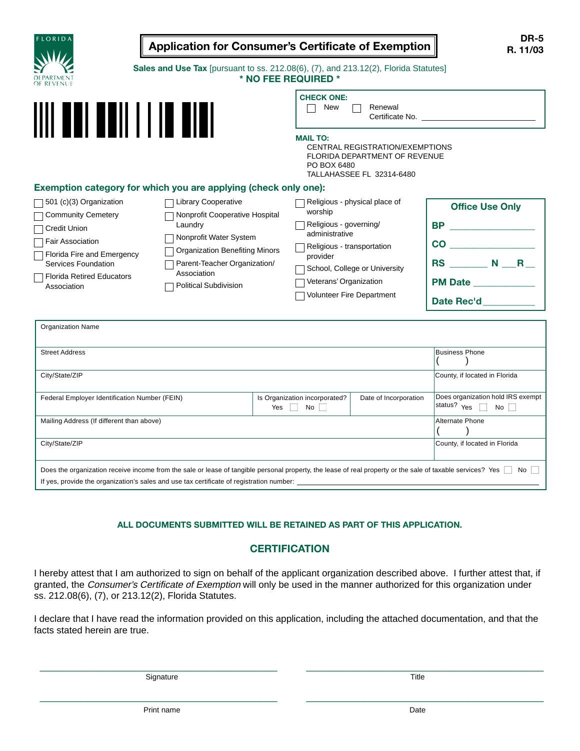FLORIDA DEPARTMENT OF REVENUE

# Application for Consumer's Certificate of Exemption

DR-5
R. 11/03

**Sales and Use Tax** [pursuant to ss. 212.08(6), (7), and 213.12(2), Florida Statutes]

**\* NO FEE REQUIRED \***

**CHECK ONE:**

☐ New ☐ Renewal Certificate No. ______________________

**MAIL TO:**
CENTRAL REGISTRATION/EXEMPTIONS
FLORIDA DEPARTMENT OF REVENUE
PO BOX 6480
TALLAHASSEE FL 32314-6480

## Exemption category for which you are applying (check only one):

- ☐ 501 (c)(3) Organization
- ☐ Community Cemetery
- ☐ Credit Union
- ☐ Fair Association
- ☐ Florida Fire and Emergency Services Foundation
- ☐ Florida Retired Educators Association
- ☐ Library Cooperative
- ☐ Nonprofit Cooperative Hospital Laundry
- ☐ Nonprofit Water System
- ☐ Organization Benefiting Minors
- ☐ Parent-Teacher Organization/ Association
- ☐ Political Subdivision
- ☐ Religious - physical place of worship
- ☐ Religious - governing/ administrative
- ☐ Religious - transportation provider
- ☐ School, College or University
- ☐ Veterans' Organization
- ☐ Volunteer Fire Department

**Office Use Only**

**BP** ______________

**CO** ______________

**RS** ________ **N** ___ **R** ___

**PM Date** ____________

**Date Rec'd** __________

| | | | |
|---|---|---|---|
| Organization Name | | | |
| Street Address | | | Business Phone ( ) |
| City/State/ZIP | | | County, if located in Florida |
| Federal Employer Identification Number (FEIN) | Is Organization incorporated? Yes ☐ No ☐ | Date of Incorporation | Does organization hold IRS exempt status? Yes ☐ No ☐ |
| Mailing Address (If different than above) | | | Alternate Phone ( ) |
| City/State/ZIP | | | County, if located in Florida |

Does the organization receive income from the sale or lease of tangible personal property, the lease of real property or the sale of taxable services? Yes ☐ No ☐

If yes, provide the organization's sales and use tax certificate of registration number: ______________________________

**ALL DOCUMENTS SUBMITTED WILL BE RETAINED AS PART OF THIS APPLICATION.**

## CERTIFICATION

I hereby attest that I am authorized to sign on behalf of the applicant organization described above. I further attest that, if granted, the *Consumer's Certificate of Exemption* will only be used in the manner authorized for this organization under ss. 212.08(6), (7), or 213.12(2), Florida Statutes.

I declare that I have read the information provided on this application, including the attached documentation, and that the facts stated herein are true.

______________________________ Signature

______________________________ Title

______________________________ Print name

______________________________ Date